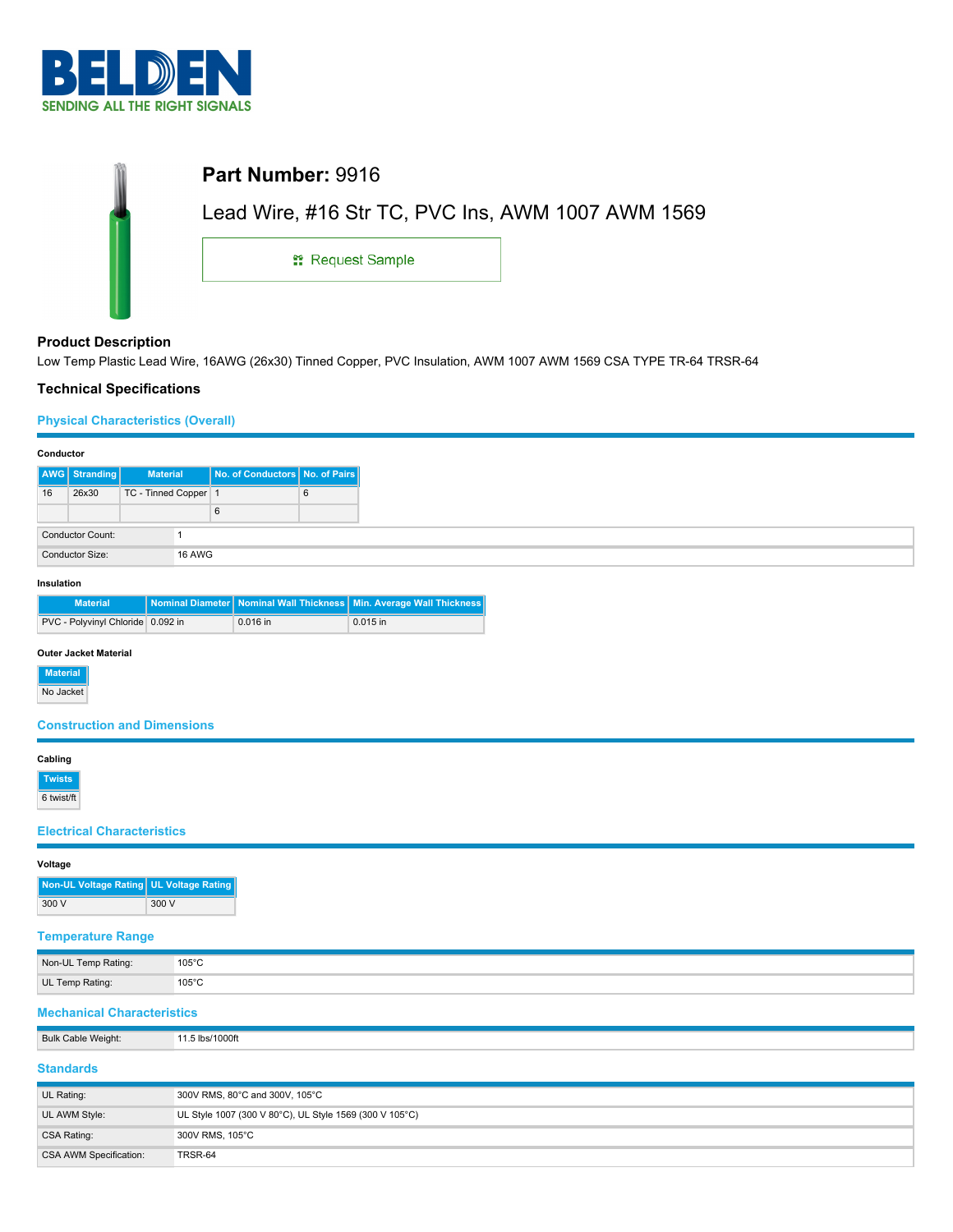# BELDEN
SENDING ALL THE RIGHT SIGNALS

## Part Number: 9916

Lead Wire, #16 Str TC, PVC Ins, AWM 1007 AWM 1569

Request Sample

### Product Description

Low Temp Plastic Lead Wire, 16AWG (26x30) Tinned Copper, PVC Insulation, AWM 1007 AWM 1569 CSA TYPE TR-64 TRSR-64

### Technical Specifications

#### Physical Characteristics (Overall)

**Conductor**

| AWG | Stranding | Material | No. of Conductors | No. of Pairs |
|---|---|---|---|---|
| 16 | 26x30 | TC - Tinned Copper | 1 | 6 |
| | | | 6 | |

| | |
|---|---|
| Conductor Count: | 1 |
| Conductor Size: | 16 AWG |

**Insulation**

| Material | Nominal Diameter | Nominal Wall Thickness | Min. Average Wall Thickness |
|---|---|---|---|
| PVC - Polyvinyl Chloride | 0.092 in | 0.016 in | 0.015 in |

**Outer Jacket Material**

| Material |
|---|
| No Jacket |

#### Construction and Dimensions

**Cabling**

| Twists |
|---|
| 6 twist/ft |

#### Electrical Characteristics

**Voltage**

| Non-UL Voltage Rating | UL Voltage Rating |
|---|---|
| 300 V | 300 V |

#### Temperature Range

| | |
|---|---|
| Non-UL Temp Rating: | 105°C |
| UL Temp Rating: | 105°C |

#### Mechanical Characteristics

| | |
|---|---|
| Bulk Cable Weight: | 11.5 lbs/1000ft |

#### Standards

| | |
|---|---|
| UL Rating: | 300V RMS, 80°C and 300V, 105°C |
| UL AWM Style: | UL Style 1007 (300 V 80°C), UL Style 1569 (300 V 105°C) |
| CSA Rating: | 300V RMS, 105°C |
| CSA AWM Specification: | TRSR-64 |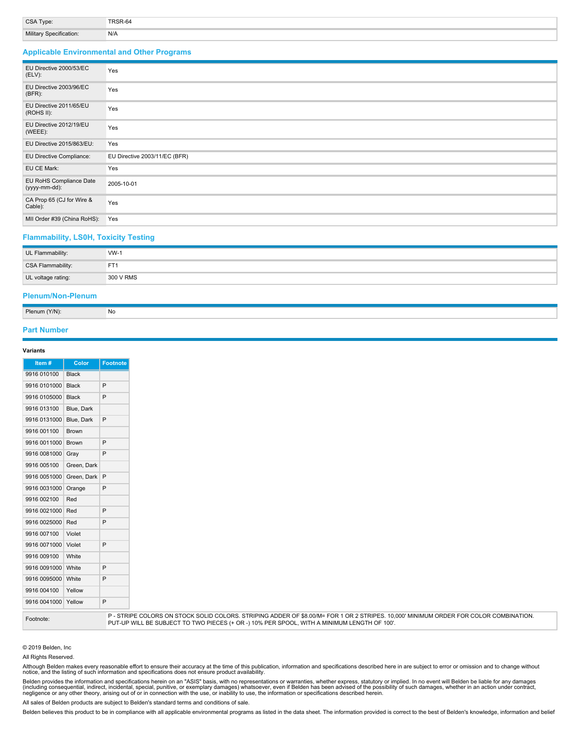| | |
|---|---|
| CSA Type: | TRSR-64 |
| Military Specification: | N/A |

## Applicable Environmental and Other Programs

| | |
|---|---|
| EU Directive 2000/53/EC (ELV): | Yes |
| EU Directive 2003/96/EC (BFR): | Yes |
| EU Directive 2011/65/EU (ROHS II): | Yes |
| EU Directive 2012/19/EU (WEEE): | Yes |
| EU Directive 2015/863/EU: | Yes |
| EU Directive Compliance: | EU Directive 2003/11/EC (BFR) |
| EU CE Mark: | Yes |
| EU RoHS Compliance Date (yyyy-mm-dd): | 2005-10-01 |
| CA Prop 65 (CJ for Wire & Cable): | Yes |
| MII Order #39 (China RoHS): | Yes |

## Flammability, LS0H, Toxicity Testing

| | |
|---|---|
| UL Flammability: | VW-1 |
| CSA Flammability: | FT1 |
| UL voltage rating: | 300 V RMS |

## Plenum/Non-Plenum

| | |
|---|---|
| Plenum (Y/N): | No |

## Part Number

**Variants**

| Item # | Color | Footnote |
|---|---|---|
| 9916 010100 | Black | |
| 9916 0101000 | Black | P |
| 9916 0105000 | Black | P |
| 9916 013100 | Blue, Dark | |
| 9916 0131000 | Blue, Dark | P |
| 9916 001100 | Brown | |
| 9916 0011000 | Brown | P |
| 9916 0081000 | Gray | P |
| 9916 005100 | Green, Dark | |
| 9916 0051000 | Green, Dark | P |
| 9916 0031000 | Orange | P |
| 9916 002100 | Red | |
| 9916 0021000 | Red | P |
| 9916 0025000 | Red | P |
| 9916 007100 | Violet | |
| 9916 0071000 | Violet | P |
| 9916 009100 | White | |
| 9916 0091000 | White | P |
| 9916 0095000 | White | P |
| 9916 004100 | Yellow | |
| 9916 0041000 | Yellow | P |

| | |
|---|---|
| Footnote: | P - STRIPE COLORS ON STOCK SOLID COLORS. STRIPING ADDER OF $8.00/M= FOR 1 OR 2 STRIPES. 10,000' MINIMUM ORDER FOR COLOR COMBINATION. PUT-UP WILL BE SUBJECT TO TWO PIECES (+ OR -) 10% PER SPOOL, WITH A MINIMUM LENGTH OF 100'. |

© 2019 Belden, Inc

All Rights Reserved.

Although Belden makes every reasonable effort to ensure their accuracy at the time of this publication, information and specifications described here in are subject to error or omission and to change without notice, and the listing of such information and specifications does not ensure product availability.

Belden provides the information and specifications herein on an "ASIS" basis, with no representations or warranties, whether express, statutory or implied. In no event will Belden be liable for any damages (including consequential, indirect, incidental, special, punitive, or exemplary damages) whatsoever, even if Belden has been advised of the possibility of such damages, whether in an action under contract, negligence or any other theory, arising out of or in connection with the use, or inability to use, the information or specifications described herein.

All sales of Belden products are subject to Belden's standard terms and conditions of sale.

Belden believes this product to be in compliance with all applicable environmental programs as listed in the data sheet. The information provided is correct to the best of Belden's knowledge, information and belief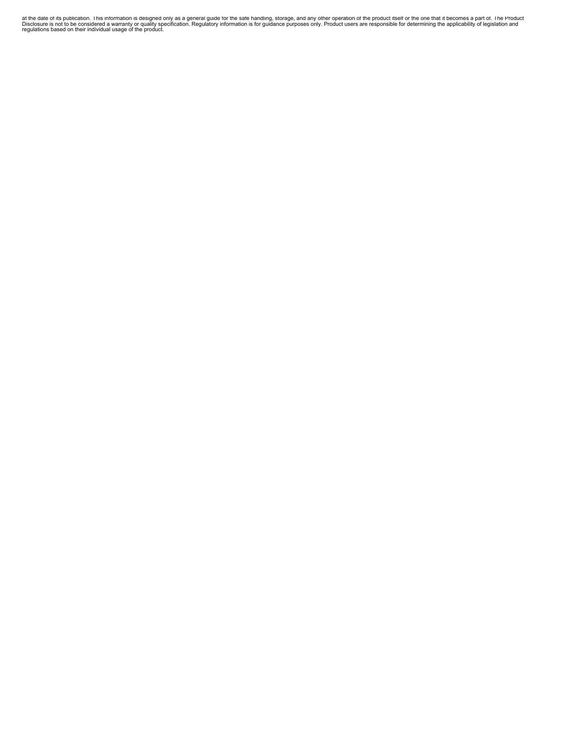at the date of its publication. This information is designed only as a general guide for the safe handling, storage, and any other operation of the product itself or the one that it becomes a part of. The Product Disclosure is not to be considered a warranty or quality specification. Regulatory information is for guidance purposes only. Product users are responsible for determining the applicability of legislation and regulations based on their individual usage of the product.